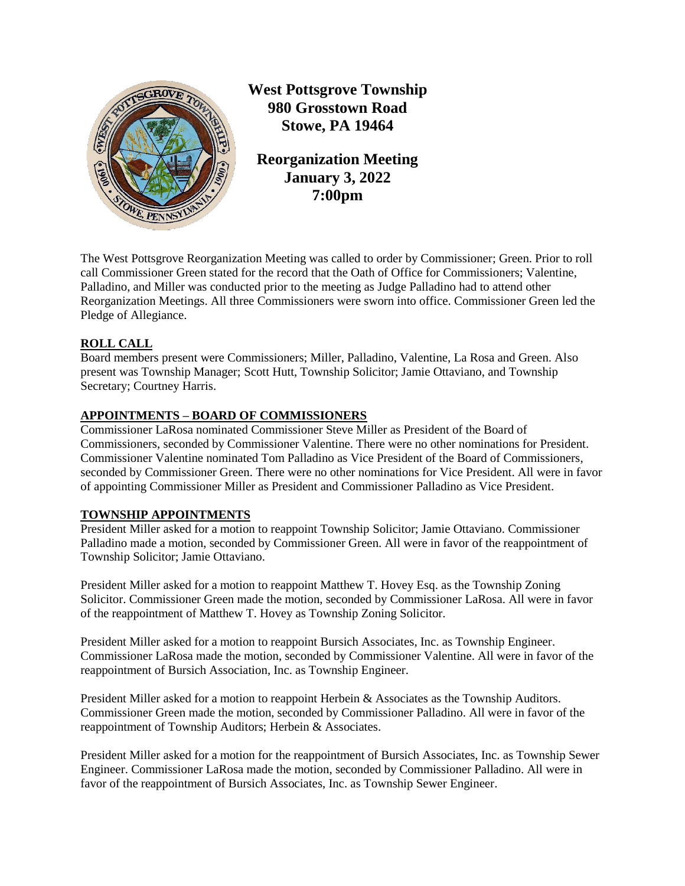**West Pottsgrove Township**
**980 Grosstown Road**
**Stowe, PA 19464**

**Reorganization Meeting**
**January 3, 2022**
**7:00pm**

The West Pottsgrove Reorganization Meeting was called to order by Commissioner; Green. Prior to roll call Commissioner Green stated for the record that the Oath of Office for Commissioners; Valentine, Palladino, and Miller was conducted prior to the meeting as Judge Palladino had to attend other Reorganization Meetings. All three Commissioners were sworn into office. Commissioner Green led the Pledge of Allegiance.

**ROLL CALL**

Board members present were Commissioners; Miller, Palladino, Valentine, La Rosa and Green. Also present was Township Manager; Scott Hutt, Township Solicitor; Jamie Ottaviano, and Township Secretary; Courtney Harris.

**APPOINTMENTS – BOARD OF COMMISSIONERS**

Commissioner LaRosa nominated Commissioner Steve Miller as President of the Board of Commissioners, seconded by Commissioner Valentine. There were no other nominations for President. Commissioner Valentine nominated Tom Palladino as Vice President of the Board of Commissioners, seconded by Commissioner Green. There were no other nominations for Vice President. All were in favor of appointing Commissioner Miller as President and Commissioner Palladino as Vice President.

**TOWNSHIP APPOINTMENTS**

President Miller asked for a motion to reappoint Township Solicitor; Jamie Ottaviano. Commissioner Palladino made a motion, seconded by Commissioner Green. All were in favor of the reappointment of Township Solicitor; Jamie Ottaviano.

President Miller asked for a motion to reappoint Matthew T. Hovey Esq. as the Township Zoning Solicitor. Commissioner Green made the motion, seconded by Commissioner LaRosa. All were in favor of the reappointment of Matthew T. Hovey as Township Zoning Solicitor.

President Miller asked for a motion to reappoint Bursich Associates, Inc. as Township Engineer. Commissioner LaRosa made the motion, seconded by Commissioner Valentine. All were in favor of the reappointment of Bursich Association, Inc. as Township Engineer.

President Miller asked for a motion to reappoint Herbein & Associates as the Township Auditors. Commissioner Green made the motion, seconded by Commissioner Palladino. All were in favor of the reappointment of Township Auditors; Herbein & Associates.

President Miller asked for a motion for the reappointment of Bursich Associates, Inc. as Township Sewer Engineer. Commissioner LaRosa made the motion, seconded by Commissioner Palladino. All were in favor of the reappointment of Bursich Associates, Inc. as Township Sewer Engineer.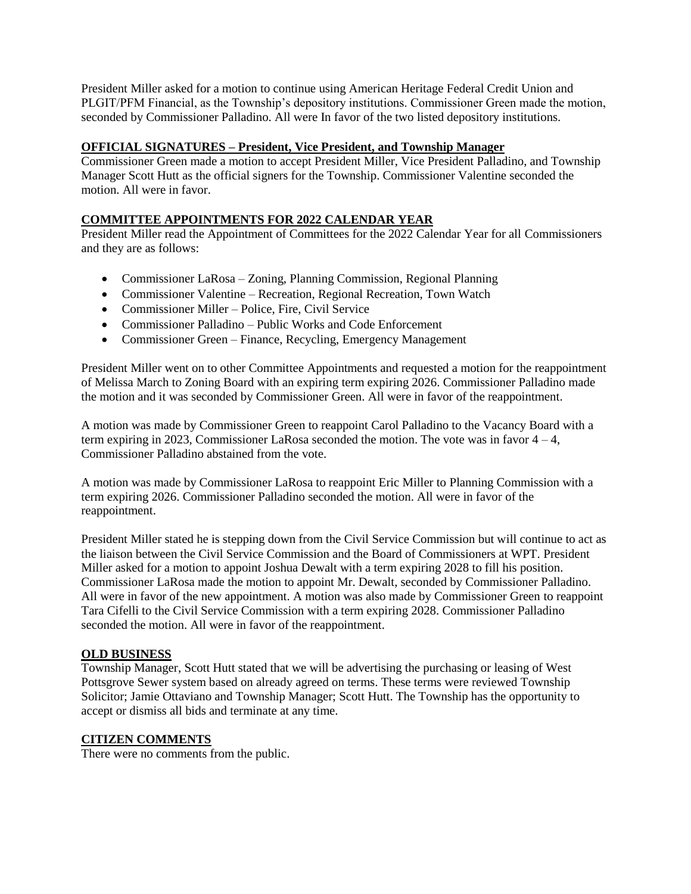President Miller asked for a motion to continue using American Heritage Federal Credit Union and PLGIT/PFM Financial, as the Township's depository institutions. Commissioner Green made the motion, seconded by Commissioner Palladino. All were In favor of the two listed depository institutions.

**OFFICIAL SIGNATURES – President, Vice President, and Township Manager**

Commissioner Green made a motion to accept President Miller, Vice President Palladino, and Township Manager Scott Hutt as the official signers for the Township. Commissioner Valentine seconded the motion. All were in favor.

**COMMITTEE APPOINTMENTS FOR 2022 CALENDAR YEAR**

President Miller read the Appointment of Committees for the 2022 Calendar Year for all Commissioners and they are as follows:

- Commissioner LaRosa – Zoning, Planning Commission, Regional Planning
- Commissioner Valentine – Recreation, Regional Recreation, Town Watch
- Commissioner Miller – Police, Fire, Civil Service
- Commissioner Palladino – Public Works and Code Enforcement
- Commissioner Green – Finance, Recycling, Emergency Management

President Miller went on to other Committee Appointments and requested a motion for the reappointment of Melissa March to Zoning Board with an expiring term expiring 2026. Commissioner Palladino made the motion and it was seconded by Commissioner Green. All were in favor of the reappointment.

A motion was made by Commissioner Green to reappoint Carol Palladino to the Vacancy Board with a term expiring in 2023, Commissioner LaRosa seconded the motion. The vote was in favor 4 – 4, Commissioner Palladino abstained from the vote.

A motion was made by Commissioner LaRosa to reappoint Eric Miller to Planning Commission with a term expiring 2026. Commissioner Palladino seconded the motion. All were in favor of the reappointment.

President Miller stated he is stepping down from the Civil Service Commission but will continue to act as the liaison between the Civil Service Commission and the Board of Commissioners at WPT. President Miller asked for a motion to appoint Joshua Dewalt with a term expiring 2028 to fill his position. Commissioner LaRosa made the motion to appoint Mr. Dewalt, seconded by Commissioner Palladino. All were in favor of the new appointment. A motion was also made by Commissioner Green to reappoint Tara Cifelli to the Civil Service Commission with a term expiring 2028. Commissioner Palladino seconded the motion. All were in favor of the reappointment.

**OLD BUSINESS**

Township Manager, Scott Hutt stated that we will be advertising the purchasing or leasing of West Pottsgrove Sewer system based on already agreed on terms. These terms were reviewed Township Solicitor; Jamie Ottaviano and Township Manager; Scott Hutt. The Township has the opportunity to accept or dismiss all bids and terminate at any time.

**CITIZEN COMMENTS**

There were no comments from the public.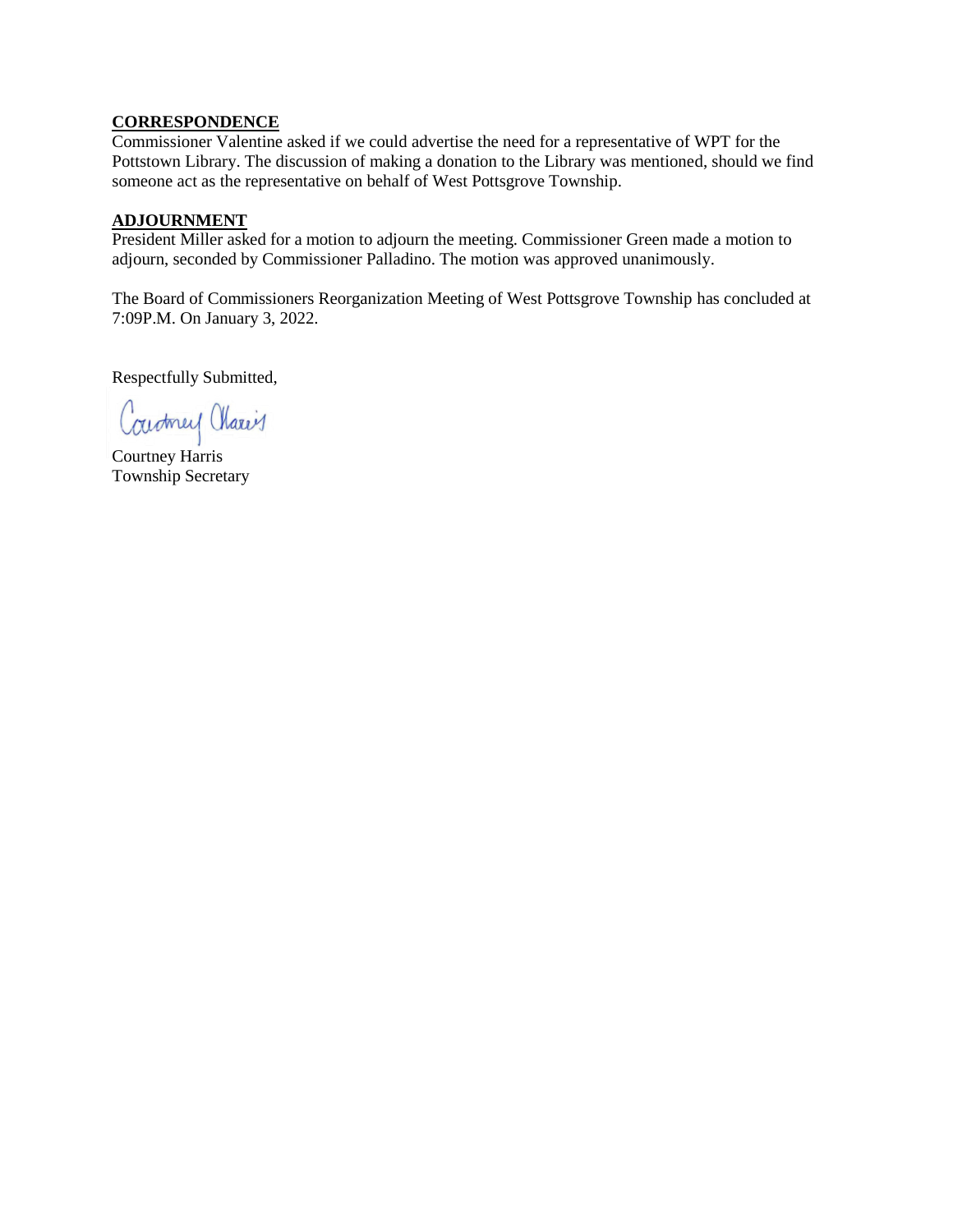**CORRESPONDENCE**
Commissioner Valentine asked if we could advertise the need for a representative of WPT for the Pottstown Library. The discussion of making a donation to the Library was mentioned, should we find someone act as the representative on behalf of West Pottsgrove Township.

**ADJOURNMENT**
President Miller asked for a motion to adjourn the meeting. Commissioner Green made a motion to adjourn, seconded by Commissioner Palladino. The motion was approved unanimously.

The Board of Commissioners Reorganization Meeting of West Pottsgrove Township has concluded at 7:09P.M. On January 3, 2022.

Respectfully Submitted,

Courtney Harris
Township Secretary